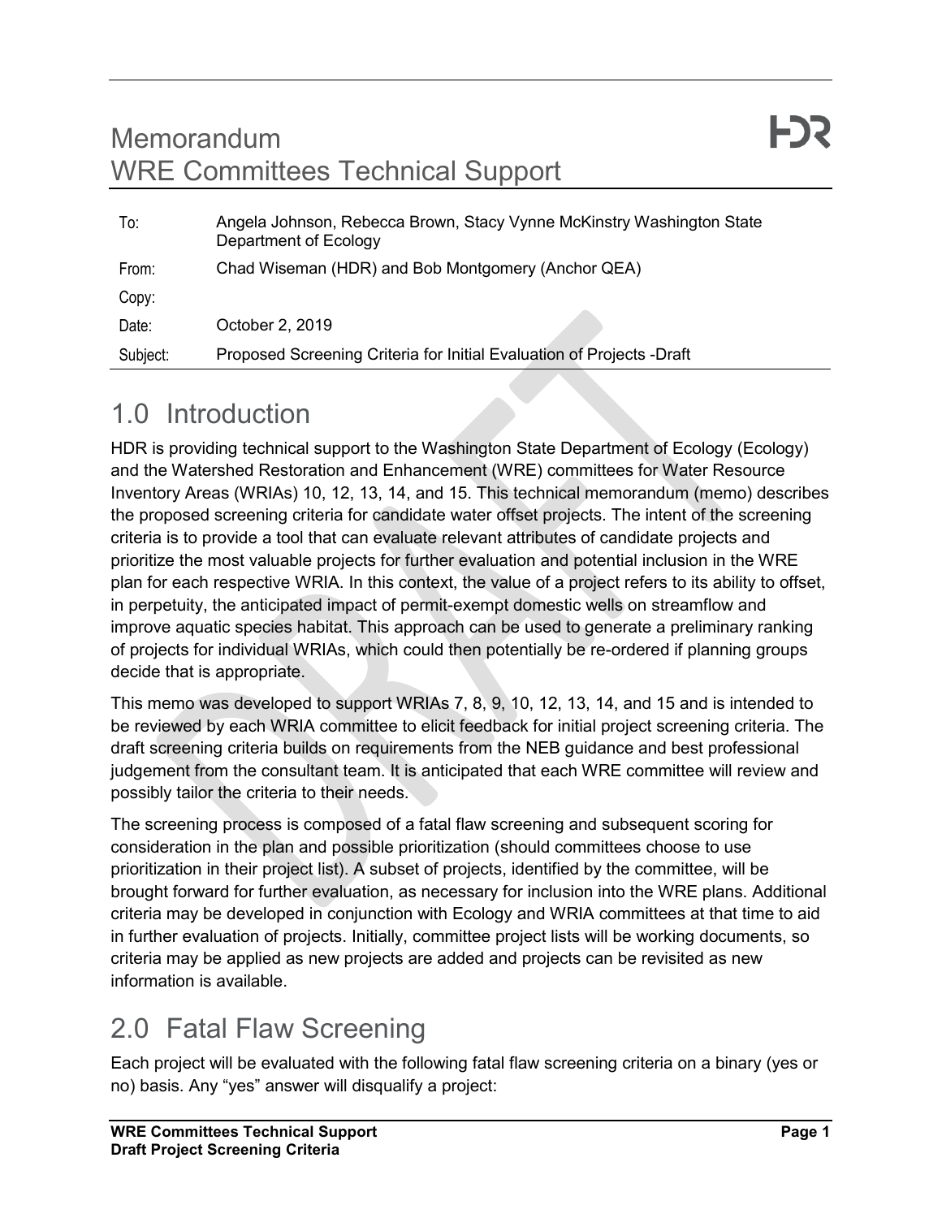# Memorandum
# WRE Committees Technical Support

| | |
|---|---|
| To: | Angela Johnson, Rebecca Brown, Stacy Vynne McKinstry Washington State Department of Ecology |
| From: | Chad Wiseman (HDR) and Bob Montgomery (Anchor QEA) |
| Copy: | |
| Date: | October 2, 2019 |
| Subject: | Proposed Screening Criteria for Initial Evaluation of Projects -Draft |

## 1.0 Introduction

HDR is providing technical support to the Washington State Department of Ecology (Ecology) and the Watershed Restoration and Enhancement (WRE) committees for Water Resource Inventory Areas (WRIAs) 10, 12, 13, 14, and 15. This technical memorandum (memo) describes the proposed screening criteria for candidate water offset projects. The intent of the screening criteria is to provide a tool that can evaluate relevant attributes of candidate projects and prioritize the most valuable projects for further evaluation and potential inclusion in the WRE plan for each respective WRIA. In this context, the value of a project refers to its ability to offset, in perpetuity, the anticipated impact of permit-exempt domestic wells on streamflow and improve aquatic species habitat. This approach can be used to generate a preliminary ranking of projects for individual WRIAs, which could then potentially be re-ordered if planning groups decide that is appropriate.

This memo was developed to support WRIAs 7, 8, 9, 10, 12, 13, 14, and 15 and is intended to be reviewed by each WRIA committee to elicit feedback for initial project screening criteria. The draft screening criteria builds on requirements from the NEB guidance and best professional judgement from the consultant team. It is anticipated that each WRE committee will review and possibly tailor the criteria to their needs.

The screening process is composed of a fatal flaw screening and subsequent scoring for consideration in the plan and possible prioritization (should committees choose to use prioritization in their project list). A subset of projects, identified by the committee, will be brought forward for further evaluation, as necessary for inclusion into the WRE plans. Additional criteria may be developed in conjunction with Ecology and WRIA committees at that time to aid in further evaluation of projects. Initially, committee project lists will be working documents, so criteria may be applied as new projects are added and projects can be revisited as new information is available.

## 2.0 Fatal Flaw Screening

Each project will be evaluated with the following fatal flaw screening criteria on a binary (yes or no) basis. Any "yes" answer will disqualify a project: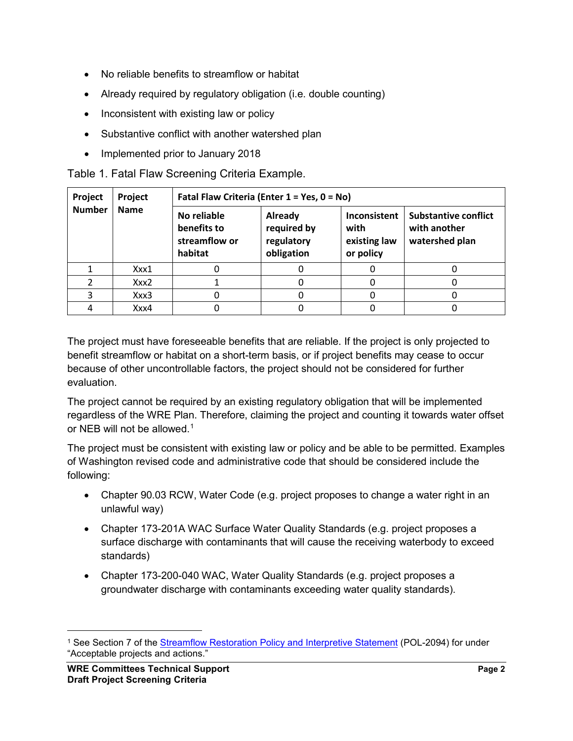- No reliable benefits to streamflow or habitat
- Already required by regulatory obligation (i.e. double counting)
- Inconsistent with existing law or policy
- Substantive conflict with another watershed plan
- Implemented prior to January 2018

Table 1. Fatal Flaw Screening Criteria Example.

| Project Number | Project Name | Fatal Flaw Criteria (Enter 1 = Yes, 0 = No) | | | |
|---|---|---|---|---|---|
| | | No reliable benefits to streamflow or habitat | Already required by regulatory obligation | Inconsistent with existing law or policy | Substantive conflict with another watershed plan |
| 1 | Xxx1 | 0 | 0 | 0 | 0 |
| 2 | Xxx2 | 1 | 0 | 0 | 0 |
| 3 | Xxx3 | 0 | 0 | 0 | 0 |
| 4 | Xxx4 | 0 | 0 | 0 | 0 |

The project must have foreseeable benefits that are reliable. If the project is only projected to benefit streamflow or habitat on a short-term basis, or if project benefits may cease to occur because of other uncontrollable factors, the project should not be considered for further evaluation.

The project cannot be required by an existing regulatory obligation that will be implemented regardless of the WRE Plan. Therefore, claiming the project and counting it towards water offset or NEB will not be allowed.[1]

The project must be consistent with existing law or policy and be able to be permitted. Examples of Washington revised code and administrative code that should be considered include the following:

- Chapter 90.03 RCW, Water Code (e.g. project proposes to change a water right in an unlawful way)
- Chapter 173-201A WAC Surface Water Quality Standards (e.g. project proposes a surface discharge with contaminants that will cause the receiving waterbody to exceed standards)
- Chapter 173-200-040 WAC, Water Quality Standards (e.g. project proposes a groundwater discharge with contaminants exceeding water quality standards).

[1] See Section 7 of the Streamflow Restoration Policy and Interpretive Statement (POL-2094) for under "Acceptable projects and actions."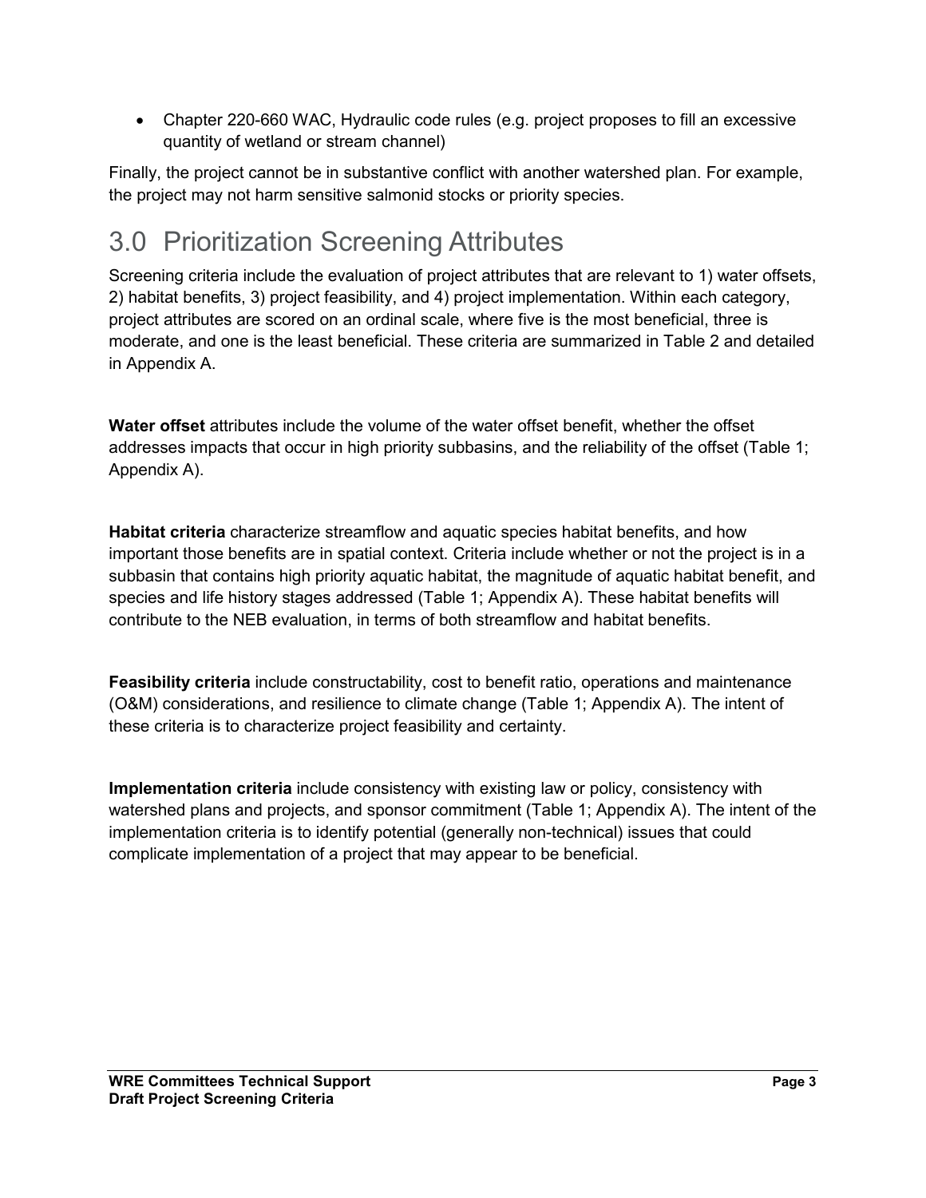- Chapter 220-660 WAC, Hydraulic code rules (e.g. project proposes to fill an excessive quantity of wetland or stream channel)

Finally, the project cannot be in substantive conflict with another watershed plan. For example, the project may not harm sensitive salmonid stocks or priority species.

# 3.0 Prioritization Screening Attributes

Screening criteria include the evaluation of project attributes that are relevant to 1) water offsets, 2) habitat benefits, 3) project feasibility, and 4) project implementation. Within each category, project attributes are scored on an ordinal scale, where five is the most beneficial, three is moderate, and one is the least beneficial. These criteria are summarized in Table 2 and detailed in Appendix A.

**Water offset** attributes include the volume of the water offset benefit, whether the offset addresses impacts that occur in high priority subbasins, and the reliability of the offset (Table 1; Appendix A).

**Habitat criteria** characterize streamflow and aquatic species habitat benefits, and how important those benefits are in spatial context. Criteria include whether or not the project is in a subbasin that contains high priority aquatic habitat, the magnitude of aquatic habitat benefit, and species and life history stages addressed (Table 1; Appendix A). These habitat benefits will contribute to the NEB evaluation, in terms of both streamflow and habitat benefits.

**Feasibility criteria** include constructability, cost to benefit ratio, operations and maintenance (O&M) considerations, and resilience to climate change (Table 1; Appendix A). The intent of these criteria is to characterize project feasibility and certainty.

**Implementation criteria** include consistency with existing law or policy, consistency with watershed plans and projects, and sponsor commitment (Table 1; Appendix A). The intent of the implementation criteria is to identify potential (generally non-technical) issues that could complicate implementation of a project that may appear to be beneficial.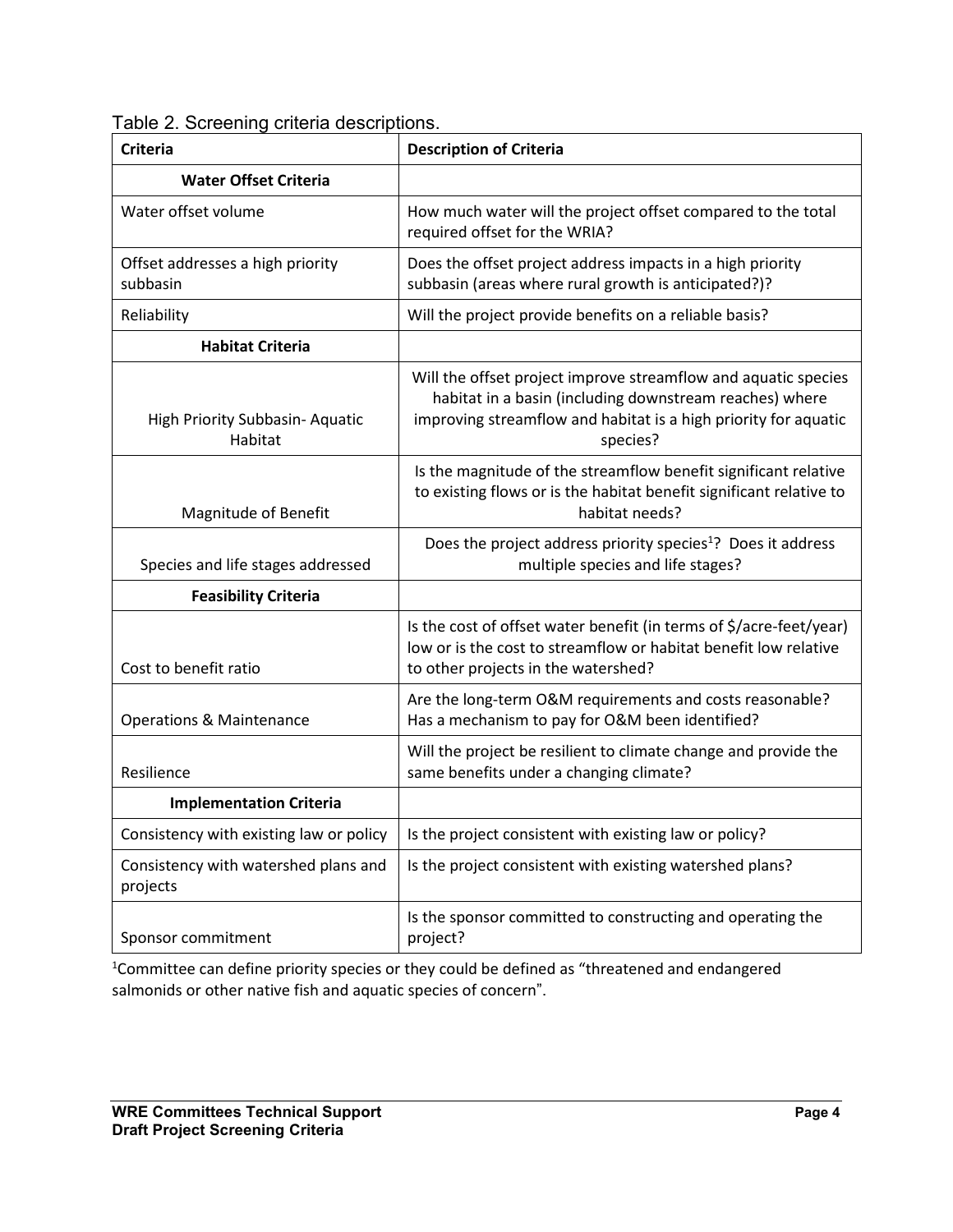Table 2. Screening criteria descriptions.

| Criteria | Description of Criteria |
| --- | --- |
| **Water Offset Criteria** | |
| Water offset volume | How much water will the project offset compared to the total required offset for the WRIA? |
| Offset addresses a high priority subbasin | Does the offset project address impacts in a high priority subbasin (areas where rural growth is anticipated?)? |
| Reliability | Will the project provide benefits on a reliable basis? |
| **Habitat Criteria** | |
| High Priority Subbasin- Aquatic Habitat | Will the offset project improve streamflow and aquatic species habitat in a basin (including downstream reaches) where improving streamflow and habitat is a high priority for aquatic species? |
| Magnitude of Benefit | Is the magnitude of the streamflow benefit significant relative to existing flows or is the habitat benefit significant relative to habitat needs? |
| Species and life stages addressed | Does the project address priority species[1]? Does it address multiple species and life stages? |
| **Feasibility Criteria** | |
| Cost to benefit ratio | Is the cost of offset water benefit (in terms of $/acre-feet/year) low or is the cost to streamflow or habitat benefit low relative to other projects in the watershed? |
| Operations & Maintenance | Are the long-term O&M requirements and costs reasonable? Has a mechanism to pay for O&M been identified? |
| Resilience | Will the project be resilient to climate change and provide the same benefits under a changing climate? |
| **Implementation Criteria** | |
| Consistency with existing law or policy | Is the project consistent with existing law or policy? |
| Consistency with watershed plans and projects | Is the project consistent with existing watershed plans? |
| Sponsor commitment | Is the sponsor committed to constructing and operating the project? |

[1]Committee can define priority species or they could be defined as "threatened and endangered salmonids or other native fish and aquatic species of concern".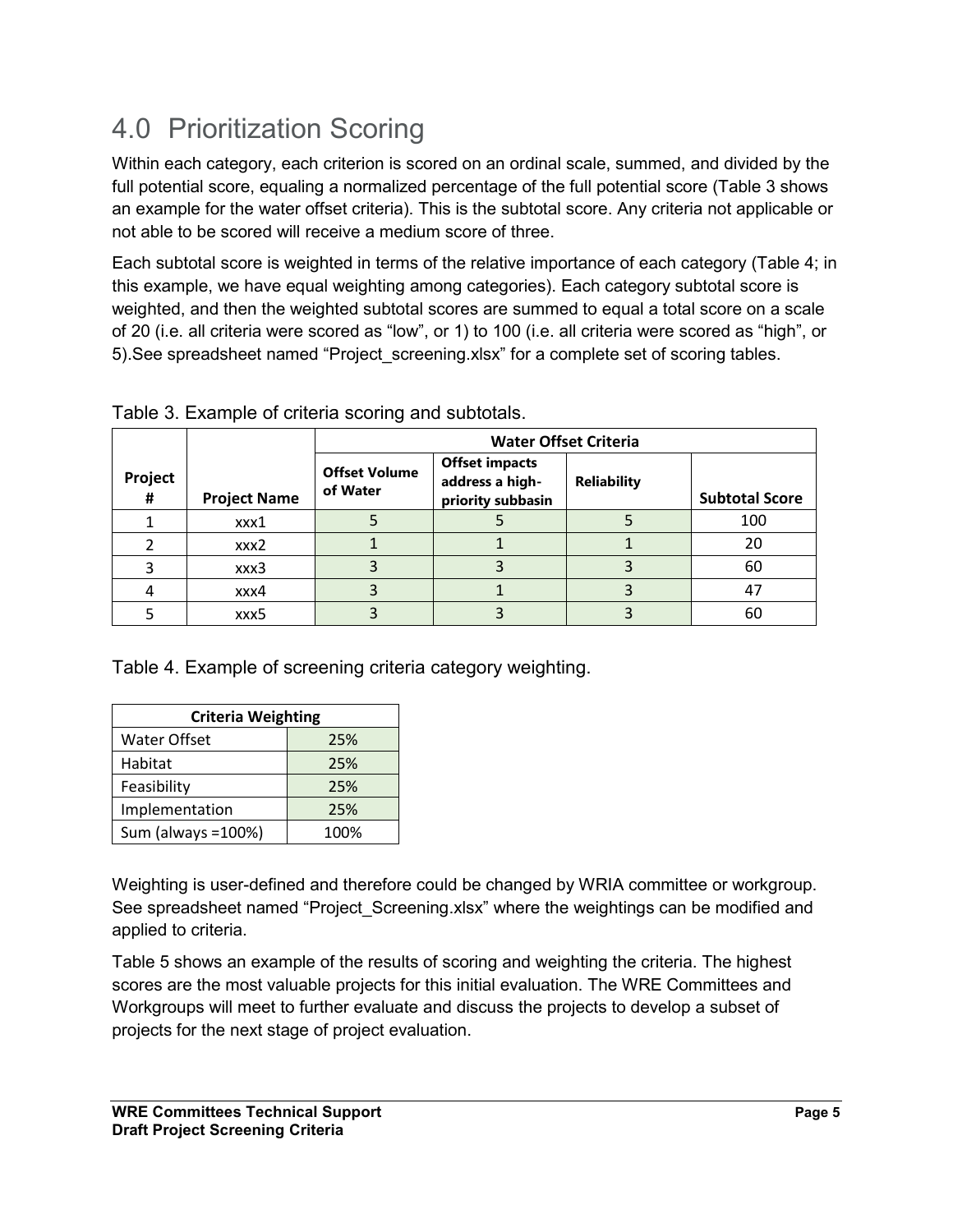# 4.0 Prioritization Scoring

Within each category, each criterion is scored on an ordinal scale, summed, and divided by the full potential score, equaling a normalized percentage of the full potential score (Table 3 shows an example for the water offset criteria). This is the subtotal score. Any criteria not applicable or not able to be scored will receive a medium score of three.

Each subtotal score is weighted in terms of the relative importance of each category (Table 4; in this example, we have equal weighting among categories). Each category subtotal score is weighted, and then the weighted subtotal scores are summed to equal a total score on a scale of 20 (i.e. all criteria were scored as "low", or 1) to 100 (i.e. all criteria were scored as "high", or 5).See spreadsheet named "Project_screening.xlsx" for a complete set of scoring tables.

Table 3. Example of criteria scoring and subtotals.

| Project # | Project Name | Water Offset Criteria | | | |
|---|---|---|---|---|---|
| | | Offset Volume of Water | Offset impacts address a high-priority subbasin | Reliability | Subtotal Score |
| 1 | xxx1 | 5 | 5 | 5 | 100 |
| 2 | xxx2 | 1 | 1 | 1 | 20 |
| 3 | xxx3 | 3 | 3 | 3 | 60 |
| 4 | xxx4 | 3 | 1 | 3 | 47 |
| 5 | xxx5 | 3 | 3 | 3 | 60 |

Table 4. Example of screening criteria category weighting.

| Criteria Weighting | |
|---|---|
| Water Offset | 25% |
| Habitat | 25% |
| Feasibility | 25% |
| Implementation | 25% |
| Sum (always =100%) | 100% |

Weighting is user-defined and therefore could be changed by WRIA committee or workgroup. See spreadsheet named "Project_Screening.xlsx" where the weightings can be modified and applied to criteria.

Table 5 shows an example of the results of scoring and weighting the criteria. The highest scores are the most valuable projects for this initial evaluation. The WRE Committees and Workgroups will meet to further evaluate and discuss the projects to develop a subset of projects for the next stage of project evaluation.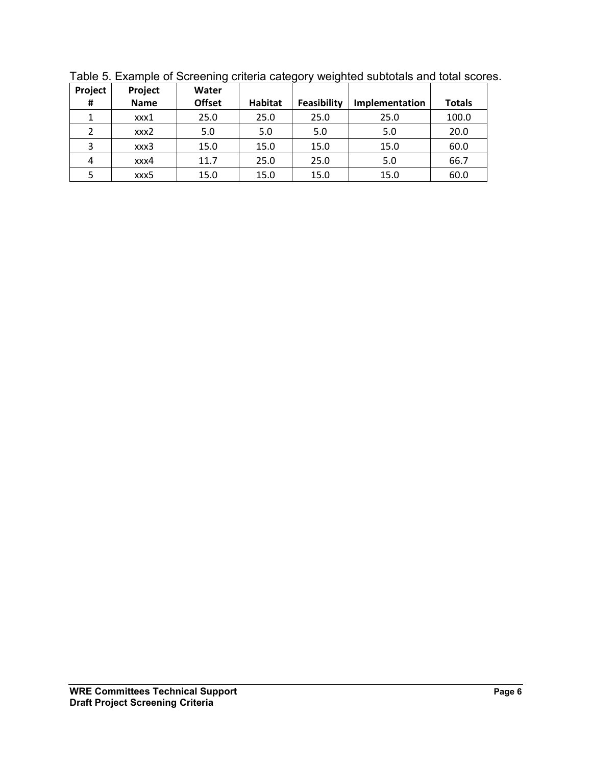Table 5. Example of Screening criteria category weighted subtotals and total scores.

| Project # | Project Name | Water Offset | Habitat | Feasibility | Implementation | Totals |
|---|---|---|---|---|---|---|
| 1 | xxx1 | 25.0 | 25.0 | 25.0 | 25.0 | 100.0 |
| 2 | xxx2 | 5.0 | 5.0 | 5.0 | 5.0 | 20.0 |
| 3 | xxx3 | 15.0 | 15.0 | 15.0 | 15.0 | 60.0 |
| 4 | xxx4 | 11.7 | 25.0 | 25.0 | 5.0 | 66.7 |
| 5 | xxx5 | 15.0 | 15.0 | 15.0 | 15.0 | 60.0 |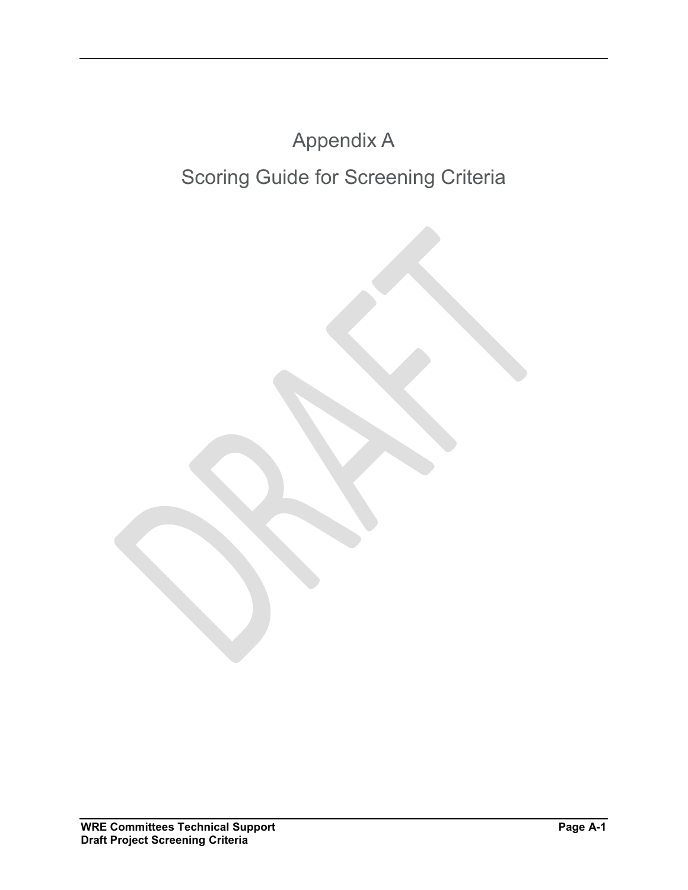# Appendix A

# Scoring Guide for Screening Criteria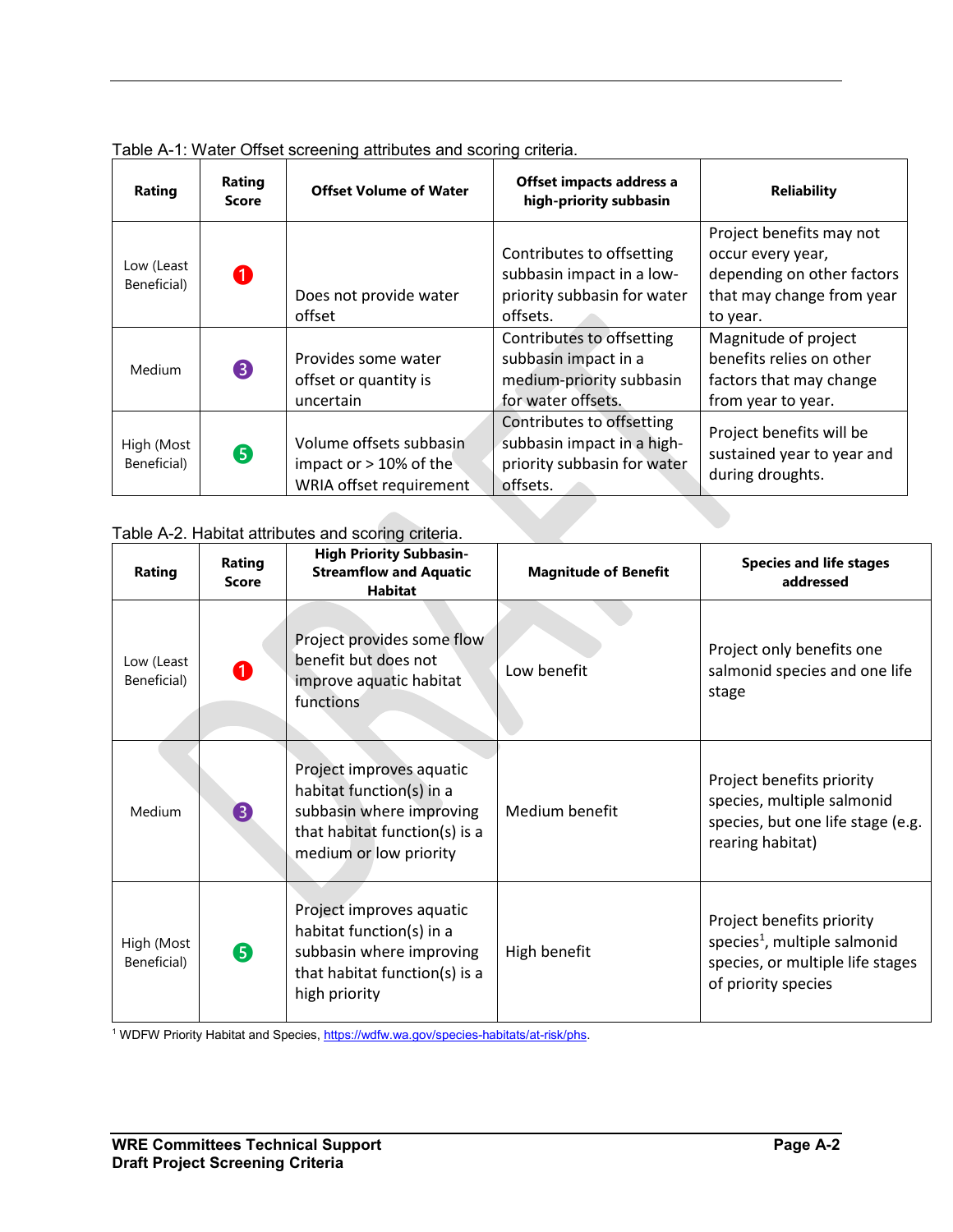Table A-1: Water Offset screening attributes and scoring criteria.

| Rating | Rating Score | Offset Volume of Water | Offset impacts address a high-priority subbasin | Reliability |
|---|---|---|---|---|
| Low (Least Beneficial) | 1 | Does not provide water offset | Contributes to offsetting subbasin impact in a low-priority subbasin for water offsets. | Project benefits may not occur every year, depending on other factors that may change from year to year. |
| Medium | 3 | Provides some water offset or quantity is uncertain | Contributes to offsetting subbasin impact in a medium-priority subbasin for water offsets. | Magnitude of project benefits relies on other factors that may change from year to year. |
| High (Most Beneficial) | 5 | Volume offsets subbasin impact or > 10% of the WRIA offset requirement | Contributes to offsetting subbasin impact in a high-priority subbasin for water offsets. | Project benefits will be sustained year to year and during droughts. |

Table A-2. Habitat attributes and scoring criteria.

| Rating | Rating Score | High Priority Subbasin-Streamflow and Aquatic Habitat | Magnitude of Benefit | Species and life stages addressed |
|---|---|---|---|---|
| Low (Least Beneficial) | 1 | Project provides some flow benefit but does not improve aquatic habitat functions | Low benefit | Project only benefits one salmonid species and one life stage |
| Medium | 3 | Project improves aquatic habitat function(s) in a subbasin where improving that habitat function(s) is a medium or low priority | Medium benefit | Project benefits priority species, multiple salmonid species, but one life stage (e.g. rearing habitat) |
| High (Most Beneficial) | 5 | Project improves aquatic habitat function(s) in a subbasin where improving that habitat function(s) is a high priority | High benefit | Project benefits priority species[1], multiple salmonid species, or multiple life stages of priority species |

[1] WDFW Priority Habitat and Species, https://wdfw.wa.gov/species-habitats/at-risk/phs.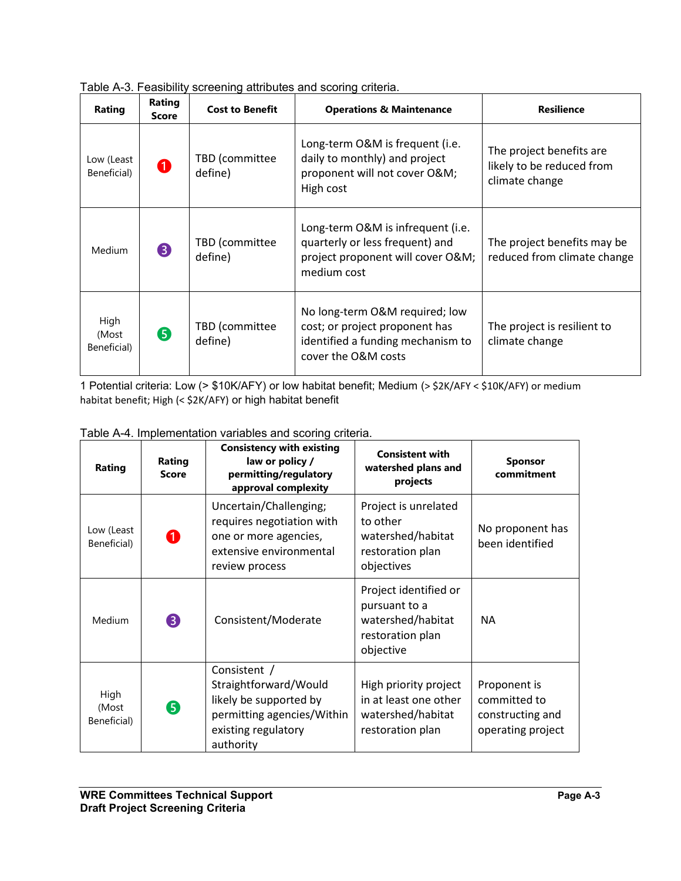Table A-3. Feasibility screening attributes and scoring criteria.

| Rating | Rating Score | Cost to Benefit | Operations & Maintenance | Resilience |
|---|---|---|---|---|
| Low (Least Beneficial) | 1 | TBD (committee define) | Long-term O&M is frequent (i.e. daily to monthly) and project proponent will not cover O&M; High cost | The project benefits are likely to be reduced from climate change |
| Medium | 3 | TBD (committee define) | Long-term O&M is infrequent (i.e. quarterly or less frequent) and project proponent will cover O&M; medium cost | The project benefits may be reduced from climate change |
| High (Most Beneficial) | 5 | TBD (committee define) | No long-term O&M required; low cost; or project proponent has identified a funding mechanism to cover the O&M costs | The project is resilient to climate change |

1 Potential criteria: Low (> $10K/AFY) or low habitat benefit; Medium (> $2K/AFY < $10K/AFY) or medium habitat benefit; High (< $2K/AFY) or high habitat benefit

Table A-4. Implementation variables and scoring criteria.

| Rating | Rating Score | Consistency with existing law or policy / permitting/regulatory approval complexity | Consistent with watershed plans and projects | Sponsor commitment |
|---|---|---|---|---|
| Low (Least Beneficial) | 1 | Uncertain/Challenging; requires negotiation with one or more agencies, extensive environmental review process | Project is unrelated to other watershed/habitat restoration plan objectives | No proponent has been identified |
| Medium | 3 | Consistent/Moderate | Project identified or pursuant to a watershed/habitat restoration plan objective | NA |
| High (Most Beneficial) | 5 | Consistent / Straightforward/Would likely be supported by permitting agencies/Within existing regulatory authority | High priority project in at least one other watershed/habitat restoration plan | Proponent is committed to constructing and operating project |